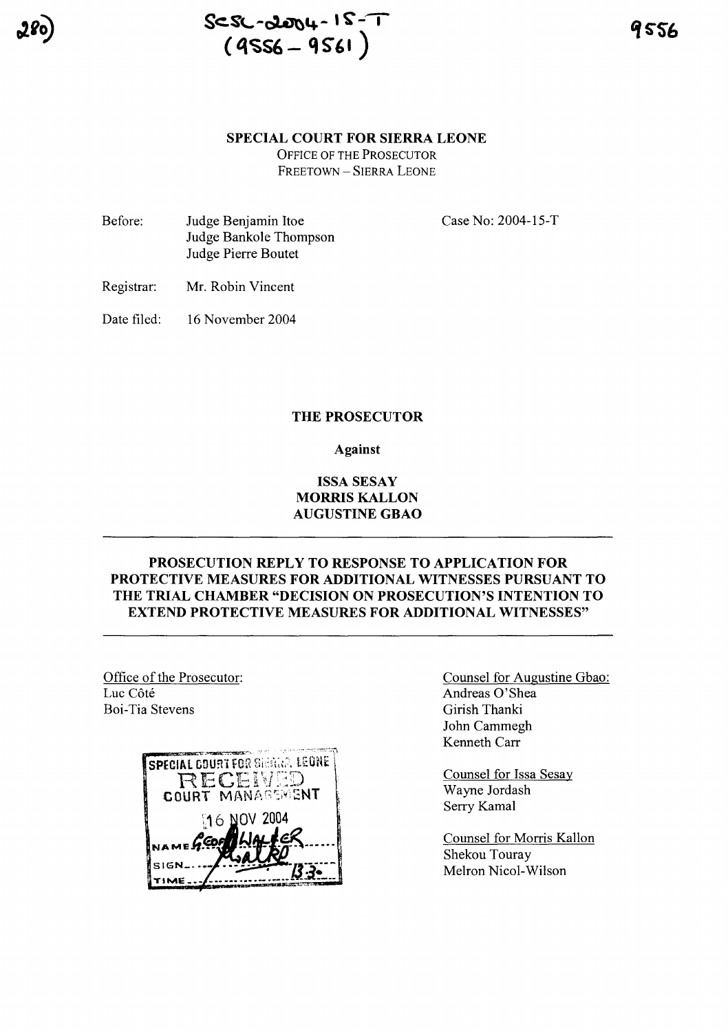SCSL-2004-15-T
(9556 – 9561)

**SPECIAL COURT FOR SIERRA LEONE**
OFFICE OF THE PROSECUTOR
FREETOWN – SIERRA LEONE

Before: Judge Benjamin Itoe
Judge Bankole Thompson
Judge Pierre Boutet

Case No: 2004-15-T

Registrar: Mr. Robin Vincent

Date filed: 16 November 2004

**THE PROSECUTOR**

**Against**

**ISSA SESAY**
**MORRIS KALLON**
**AUGUSTINE GBAO**

---

**PROSECUTION REPLY TO RESPONSE TO APPLICATION FOR PROTECTIVE MEASURES FOR ADDITIONAL WITNESSES PURSUANT TO THE TRIAL CHAMBER "DECISION ON PROSECUTION'S INTENTION TO EXTEND PROTECTIVE MEASURES FOR ADDITIONAL WITNESSES"**

---

Office of the Prosecutor:
Luc Côté
Boi-Tia Stevens

SPECIAL COURT FOR SIERRA LEONE
RECEIVED
COURT MANAGEMENT
16 NOV 2004
NAME George Walker
SIGN
TIME 13:30

Counsel for Augustine Gbao:
Andreas O'Shea
Girish Thanki
John Cammegh
Kenneth Carr

Counsel for Issa Sesay
Wayne Jordash
Serry Kamal

Counsel for Morris Kallon
Shekou Touray
Melron Nicol-Wilson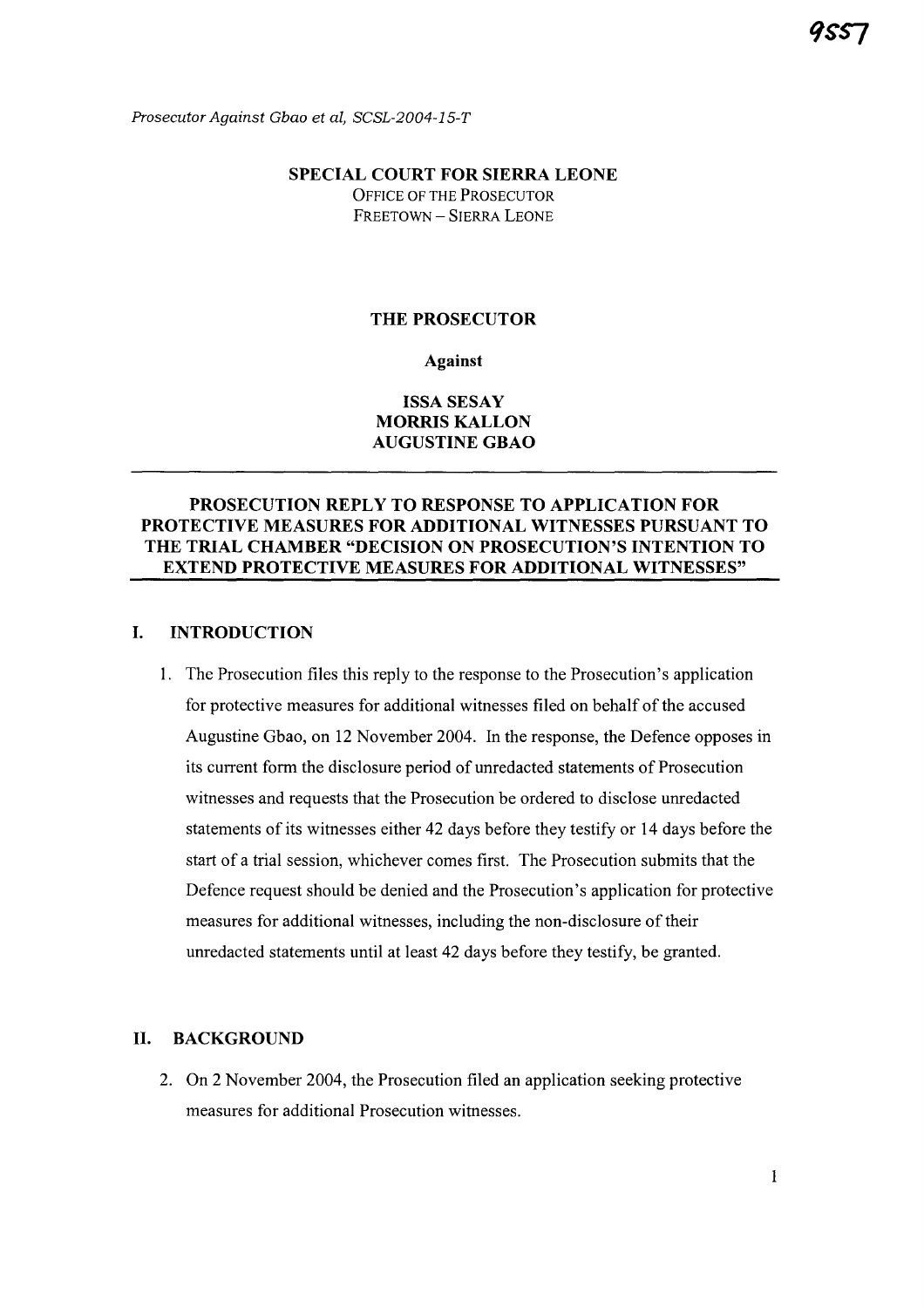*Prosecutor Against Gbao et al, SCSL-2004-15-T*

**SPECIAL COURT FOR SIERRA LEONE**
OFFICE OF THE PROSECUTOR
FREETOWN – SIERRA LEONE

**THE PROSECUTOR**

**Against**

**ISSA SESAY**
**MORRIS KALLON**
**AUGUSTINE GBAO**

# PROSECUTION REPLY TO RESPONSE TO APPLICATION FOR PROTECTIVE MEASURES FOR ADDITIONAL WITNESSES PURSUANT TO THE TRIAL CHAMBER "DECISION ON PROSECUTION'S INTENTION TO EXTEND PROTECTIVE MEASURES FOR ADDITIONAL WITNESSES"

## I. INTRODUCTION

1. The Prosecution files this reply to the response to the Prosecution's application for protective measures for additional witnesses filed on behalf of the accused Augustine Gbao, on 12 November 2004. In the response, the Defence opposes in its current form the disclosure period of unredacted statements of Prosecution witnesses and requests that the Prosecution be ordered to disclose unredacted statements of its witnesses either 42 days before they testify or 14 days before the start of a trial session, whichever comes first. The Prosecution submits that the Defence request should be denied and the Prosecution's application for protective measures for additional witnesses, including the non-disclosure of their unredacted statements until at least 42 days before they testify, be granted.

## II. BACKGROUND

2. On 2 November 2004, the Prosecution filed an application seeking protective measures for additional Prosecution witnesses.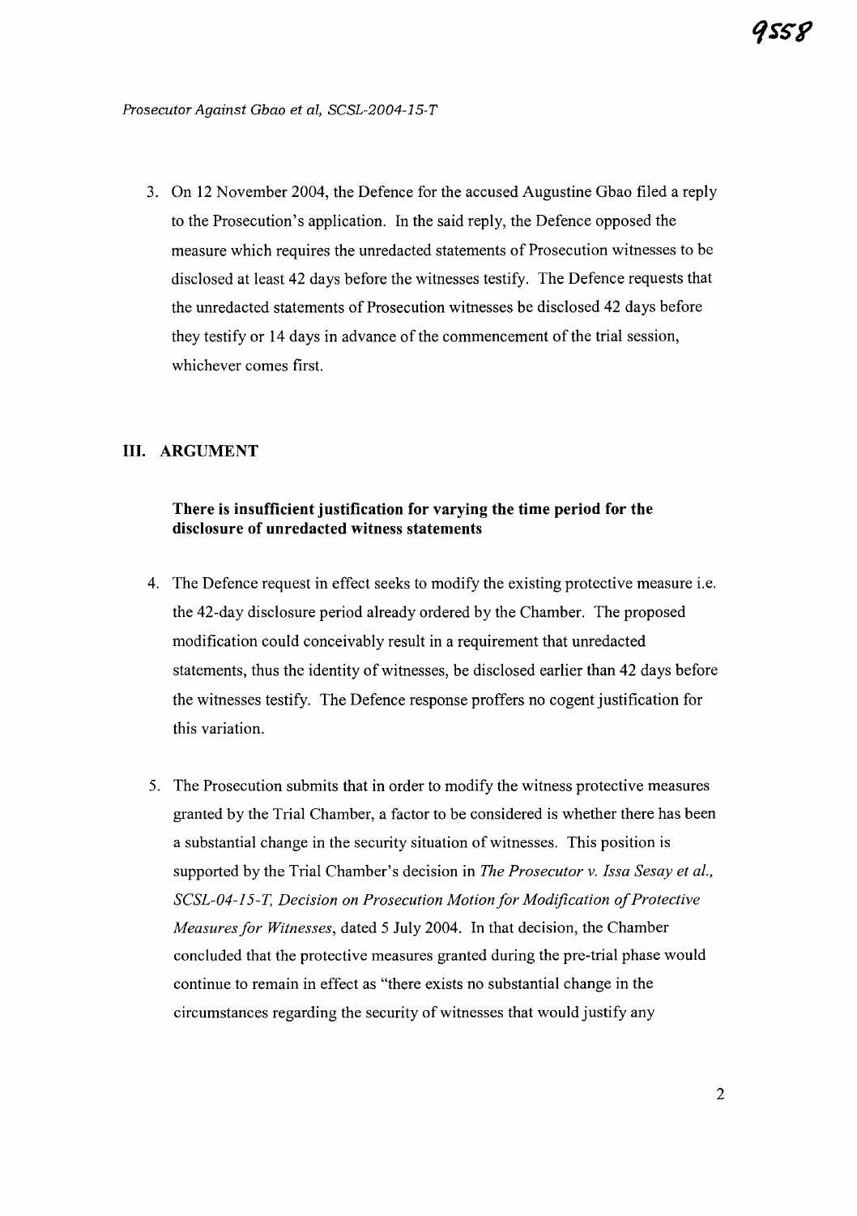3. On 12 November 2004, the Defence for the accused Augustine Gbao filed a reply to the Prosecution's application. In the said reply, the Defence opposed the measure which requires the unredacted statements of Prosecution witnesses to be disclosed at least 42 days before the witnesses testify. The Defence requests that the unredacted statements of Prosecution witnesses be disclosed 42 days before they testify or 14 days in advance of the commencement of the trial session, whichever comes first.

## III. ARGUMENT

### There is insufficient justification for varying the time period for the disclosure of unredacted witness statements

4. The Defence request in effect seeks to modify the existing protective measure i.e. the 42-day disclosure period already ordered by the Chamber. The proposed modification could conceivably result in a requirement that unredacted statements, thus the identity of witnesses, be disclosed earlier than 42 days before the witnesses testify. The Defence response proffers no cogent justification for this variation.

5. The Prosecution submits that in order to modify the witness protective measures granted by the Trial Chamber, a factor to be considered is whether there has been a substantial change in the security situation of witnesses. This position is supported by the Trial Chamber's decision in *The Prosecutor v. Issa Sesay et al., SCSL-04-15-T, Decision on Prosecution Motion for Modification of Protective Measures for Witnesses*, dated 5 July 2004. In that decision, the Chamber concluded that the protective measures granted during the pre-trial phase would continue to remain in effect as "there exists no substantial change in the circumstances regarding the security of witnesses that would justify any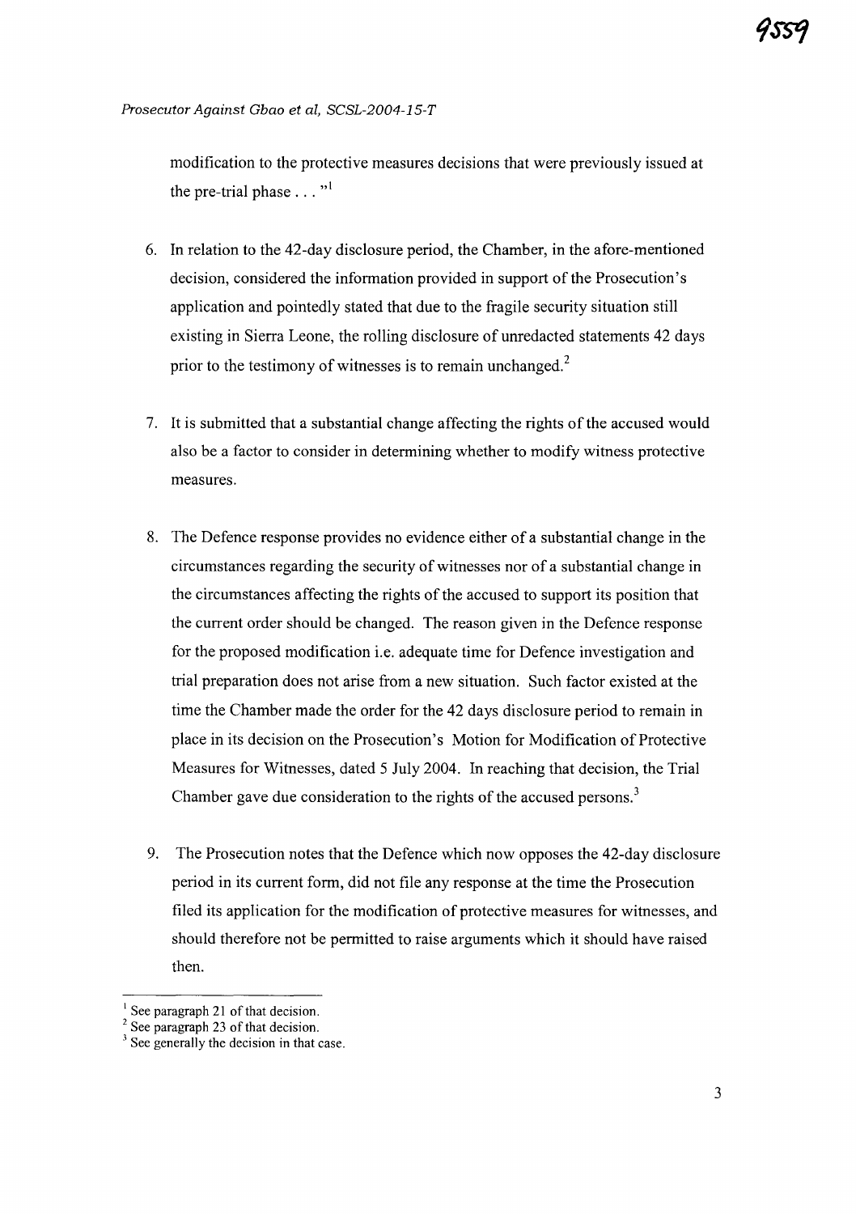modification to the protective measures decisions that were previously issued at the pre-trial phase . . . "[1]

6. In relation to the 42-day disclosure period, the Chamber, in the afore-mentioned decision, considered the information provided in support of the Prosecution's application and pointedly stated that due to the fragile security situation still existing in Sierra Leone, the rolling disclosure of unredacted statements 42 days prior to the testimony of witnesses is to remain unchanged.[2]

7. It is submitted that a substantial change affecting the rights of the accused would also be a factor to consider in determining whether to modify witness protective measures.

8. The Defence response provides no evidence either of a substantial change in the circumstances regarding the security of witnesses nor of a substantial change in the circumstances affecting the rights of the accused to support its position that the current order should be changed. The reason given in the Defence response for the proposed modification i.e. adequate time for Defence investigation and trial preparation does not arise from a new situation. Such factor existed at the time the Chamber made the order for the 42 days disclosure period to remain in place in its decision on the Prosecution's Motion for Modification of Protective Measures for Witnesses, dated 5 July 2004. In reaching that decision, the Trial Chamber gave due consideration to the rights of the accused persons.[3]

9. The Prosecution notes that the Defence which now opposes the 42-day disclosure period in its current form, did not file any response at the time the Prosecution filed its application for the modification of protective measures for witnesses, and should therefore not be permitted to raise arguments which it should have raised then.

---

[1] See paragraph 21 of that decision.
[2] See paragraph 23 of that decision.
[3] See generally the decision in that case.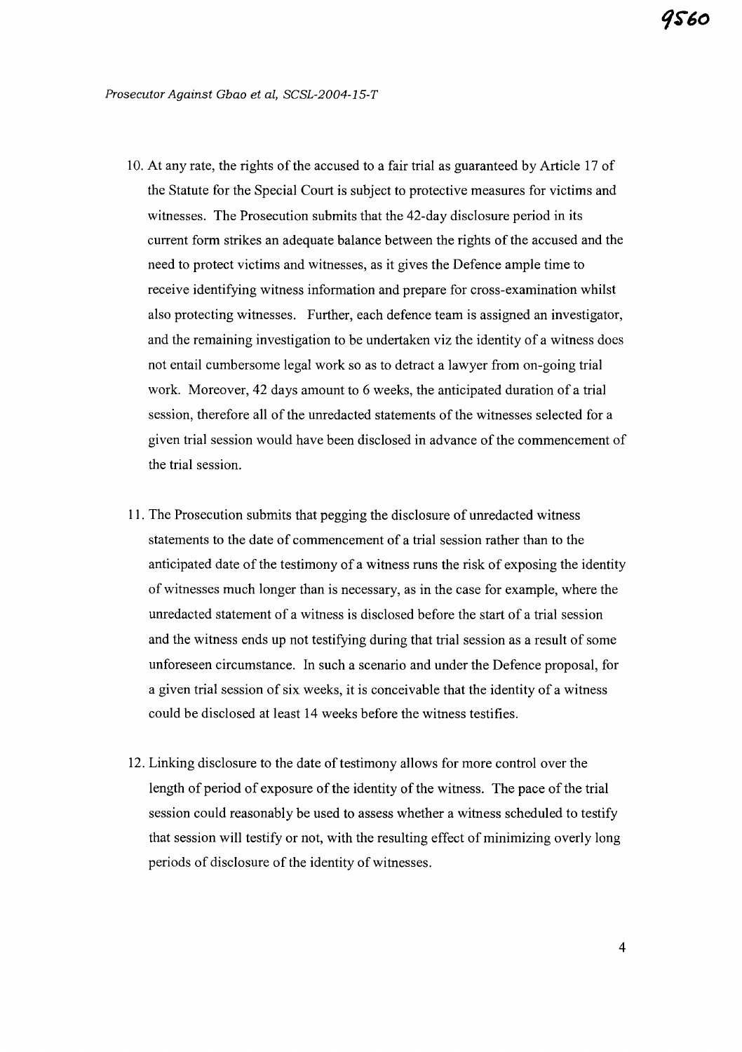10. At any rate, the rights of the accused to a fair trial as guaranteed by Article 17 of the Statute for the Special Court is subject to protective measures for victims and witnesses. The Prosecution submits that the 42-day disclosure period in its current form strikes an adequate balance between the rights of the accused and the need to protect victims and witnesses, as it gives the Defence ample time to receive identifying witness information and prepare for cross-examination whilst also protecting witnesses. Further, each defence team is assigned an investigator, and the remaining investigation to be undertaken viz the identity of a witness does not entail cumbersome legal work so as to detract a lawyer from on-going trial work. Moreover, 42 days amount to 6 weeks, the anticipated duration of a trial session, therefore all of the unredacted statements of the witnesses selected for a given trial session would have been disclosed in advance of the commencement of the trial session.

11. The Prosecution submits that pegging the disclosure of unredacted witness statements to the date of commencement of a trial session rather than to the anticipated date of the testimony of a witness runs the risk of exposing the identity of witnesses much longer than is necessary, as in the case for example, where the unredacted statement of a witness is disclosed before the start of a trial session and the witness ends up not testifying during that trial session as a result of some unforeseen circumstance. In such a scenario and under the Defence proposal, for a given trial session of six weeks, it is conceivable that the identity of a witness could be disclosed at least 14 weeks before the witness testifies.

12. Linking disclosure to the date of testimony allows for more control over the length of period of exposure of the identity of the witness. The pace of the trial session could reasonably be used to assess whether a witness scheduled to testify that session will testify or not, with the resulting effect of minimizing overly long periods of disclosure of the identity of witnesses.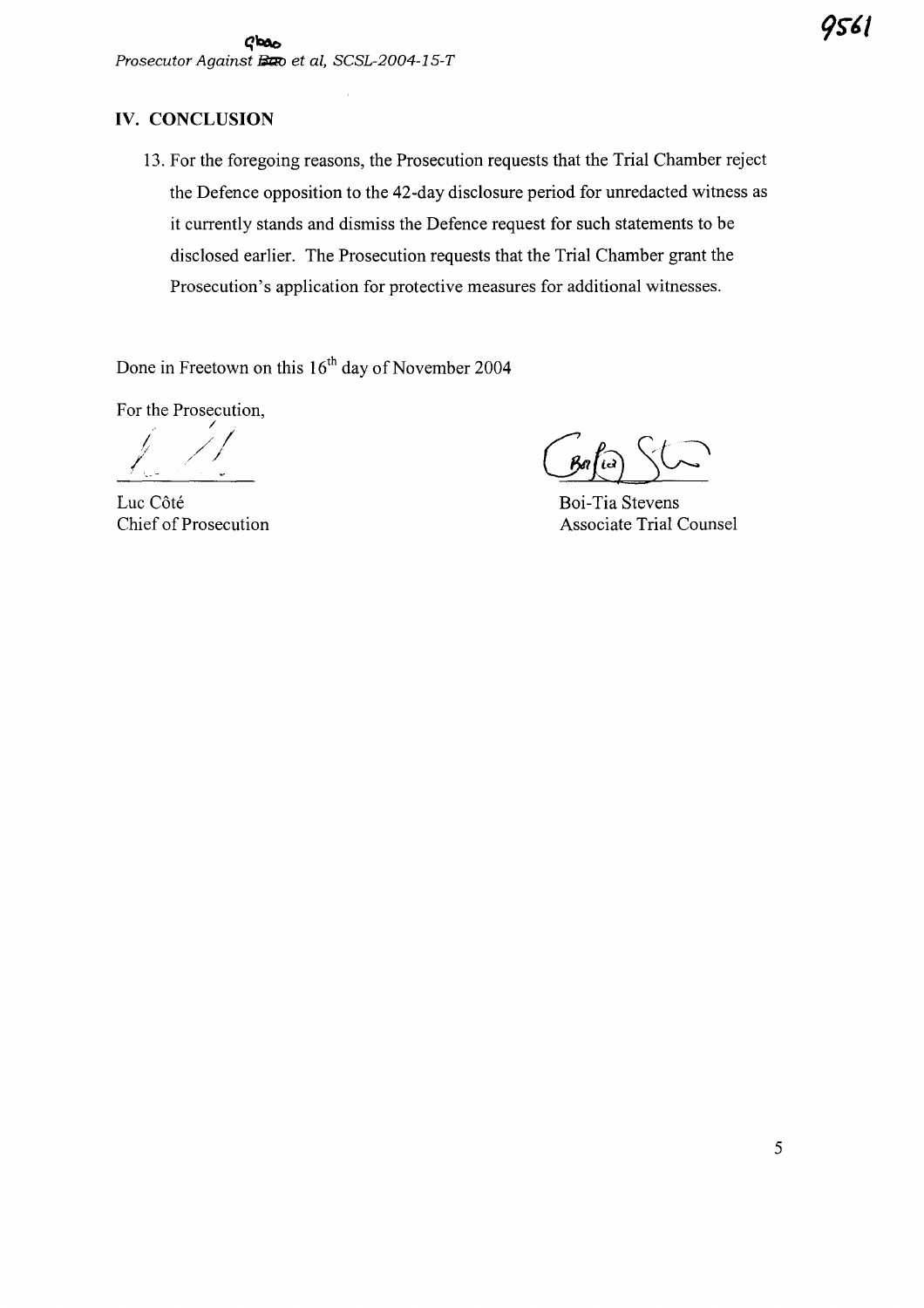## IV. CONCLUSION

13. For the foregoing reasons, the Prosecution requests that the Trial Chamber reject the Defence opposition to the 42-day disclosure period for unredacted witness as it currently stands and dismiss the Defence request for such statements to be disclosed earlier. The Prosecution requests that the Trial Chamber grant the Prosecution's application for protective measures for additional witnesses.

Done in Freetown on this 16th day of November 2004

For the Prosecution,

Luc Côté
Chief of Prosecution

Boi-Tia Stevens
Associate Trial Counsel